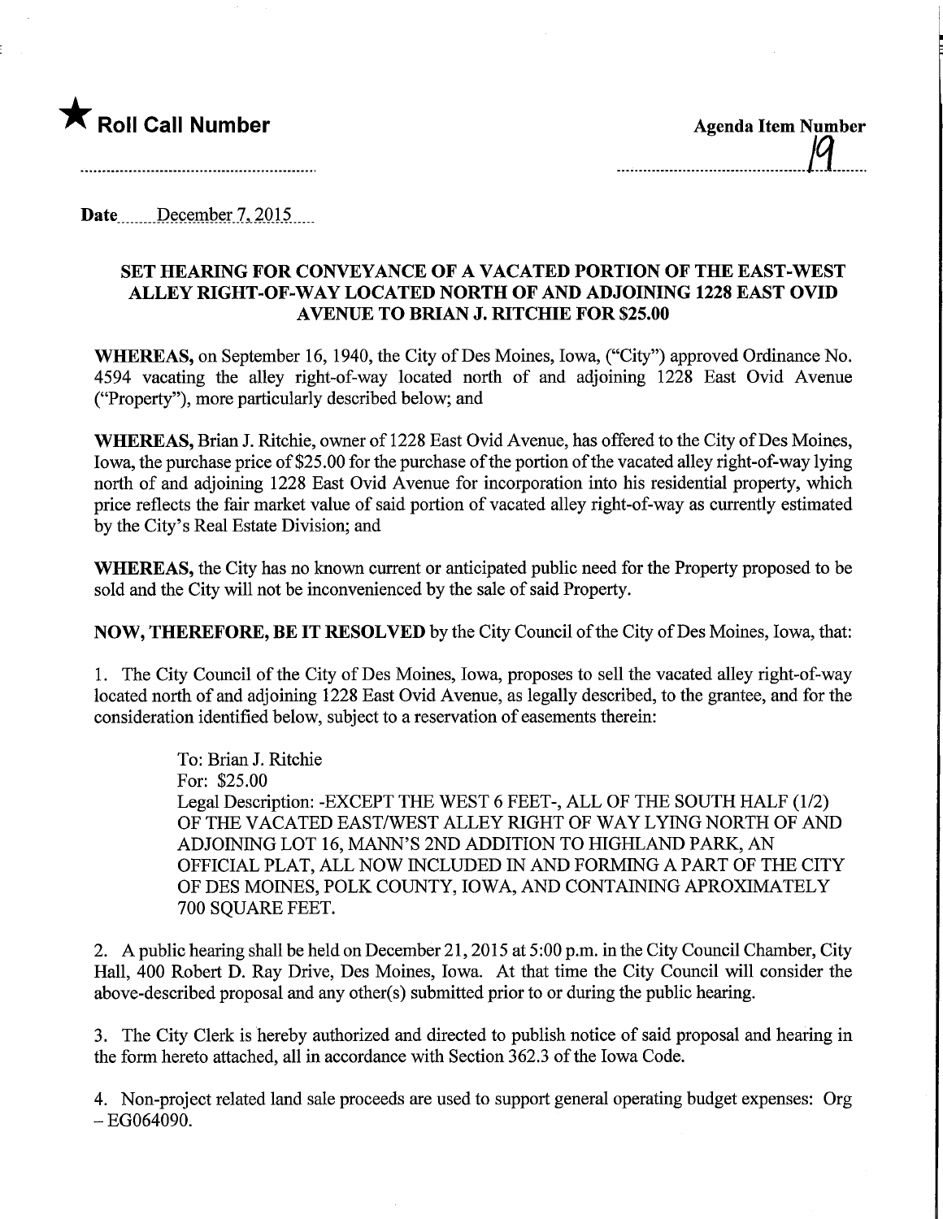★ **Roll Call Number**

**Agenda Item Number**

19

**Date** December 7, 2015

### SET HEARING FOR CONVEYANCE OF A VACATED PORTION OF THE EAST-WEST ALLEY RIGHT-OF-WAY LOCATED NORTH OF AND ADJOINING 1228 EAST OVID AVENUE TO BRIAN J. RITCHIE FOR $25.00

**WHEREAS,** on September 16, 1940, the City of Des Moines, Iowa, ("City") approved Ordinance No. 4594 vacating the alley right-of-way located north of and adjoining 1228 East Ovid Avenue ("Property"), more particularly described below; and

**WHEREAS,** Brian J. Ritchie, owner of 1228 East Ovid Avenue, has offered to the City of Des Moines, Iowa, the purchase price of $25.00 for the purchase of the portion of the vacated alley right-of-way lying north of and adjoining 1228 East Ovid Avenue for incorporation into his residential property, which price reflects the fair market value of said portion of vacated alley right-of-way as currently estimated by the City's Real Estate Division; and

**WHEREAS,** the City has no known current or anticipated public need for the Property proposed to be sold and the City will not be inconvenienced by the sale of said Property.

**NOW, THEREFORE, BE IT RESOLVED** by the City Council of the City of Des Moines, Iowa, that:

1. The City Council of the City of Des Moines, Iowa, proposes to sell the vacated alley right-of-way located north of and adjoining 1228 East Ovid Avenue, as legally described, to the grantee, and for the consideration identified below, subject to a reservation of easements therein:

   To: Brian J. Ritchie
   For: $25.00
   Legal Description: -EXCEPT THE WEST 6 FEET-, ALL OF THE SOUTH HALF (1/2) OF THE VACATED EAST/WEST ALLEY RIGHT OF WAY LYING NORTH OF AND ADJOINING LOT 16, MANN'S 2ND ADDITION TO HIGHLAND PARK, AN OFFICIAL PLAT, ALL NOW INCLUDED IN AND FORMING A PART OF THE CITY OF DES MOINES, POLK COUNTY, IOWA, AND CONTAINING APROXIMATELY 700 SQUARE FEET.

2. A public hearing shall be held on December 21, 2015 at 5:00 p.m. in the City Council Chamber, City Hall, 400 Robert D. Ray Drive, Des Moines, Iowa. At that time the City Council will consider the above-described proposal and any other(s) submitted prior to or during the public hearing.

3. The City Clerk is hereby authorized and directed to publish notice of said proposal and hearing in the form hereto attached, all in accordance with Section 362.3 of the Iowa Code.

4. Non-project related land sale proceeds are used to support general operating budget expenses: Org – EG064090.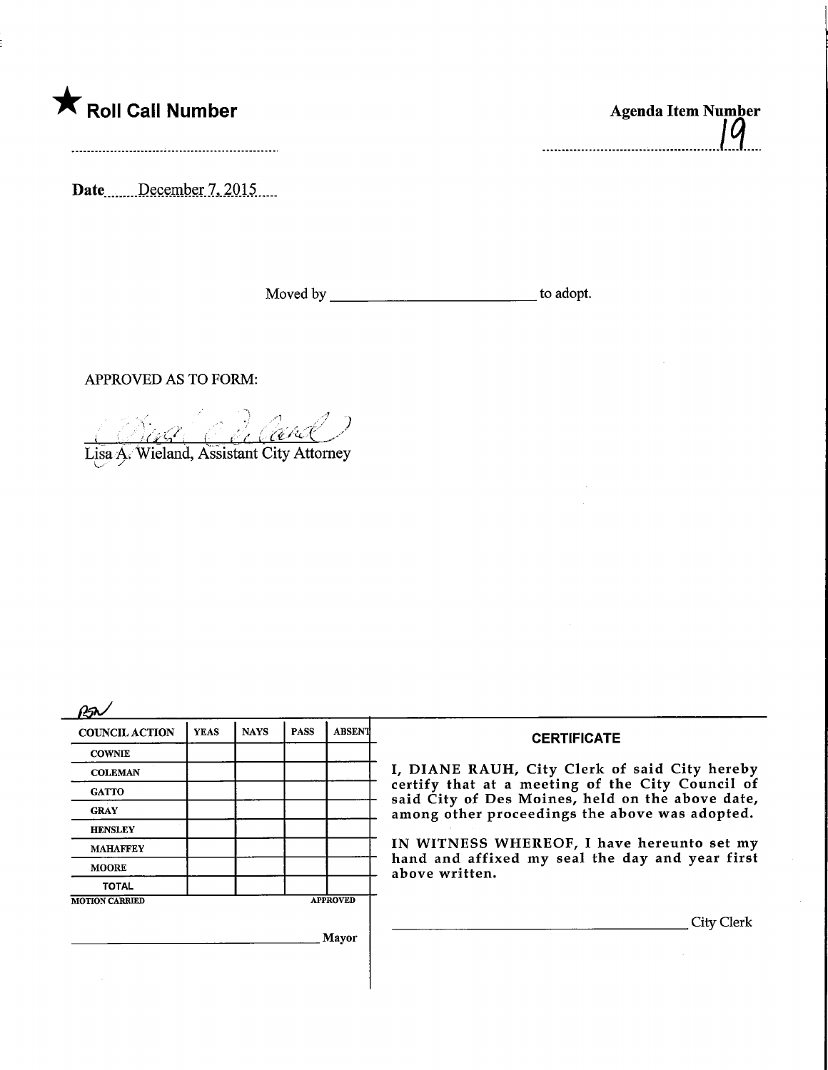★ **Roll Call Number**

**Agenda Item Number**

19

**Date** December 7, 2015

Moved by ______________________ to adopt.

APPROVED AS TO FORM:

Lisa A. Wieland, Assistant City Attorney

| COUNCIL ACTION | YEAS | NAYS | PASS | ABSENT |
|---|---|---|---|---|
| COWNIE | | | | |
| COLEMAN | | | | |
| GATTO | | | | |
| GRAY | | | | |
| HENSLEY | | | | |
| MAHAFFEY | | | | |
| MOORE | | | | |
| TOTAL | | | | |

MOTION CARRIED APPROVED

______________________ Mayor

**CERTIFICATE**

I, DIANE RAUH, City Clerk of said City hereby certify that at a meeting of the City Council of said City of Des Moines, held on the above date, among other proceedings the above was adopted.

IN WITNESS WHEREOF, I have hereunto set my hand and affixed my seal the day and year first above written.

______________________ City Clerk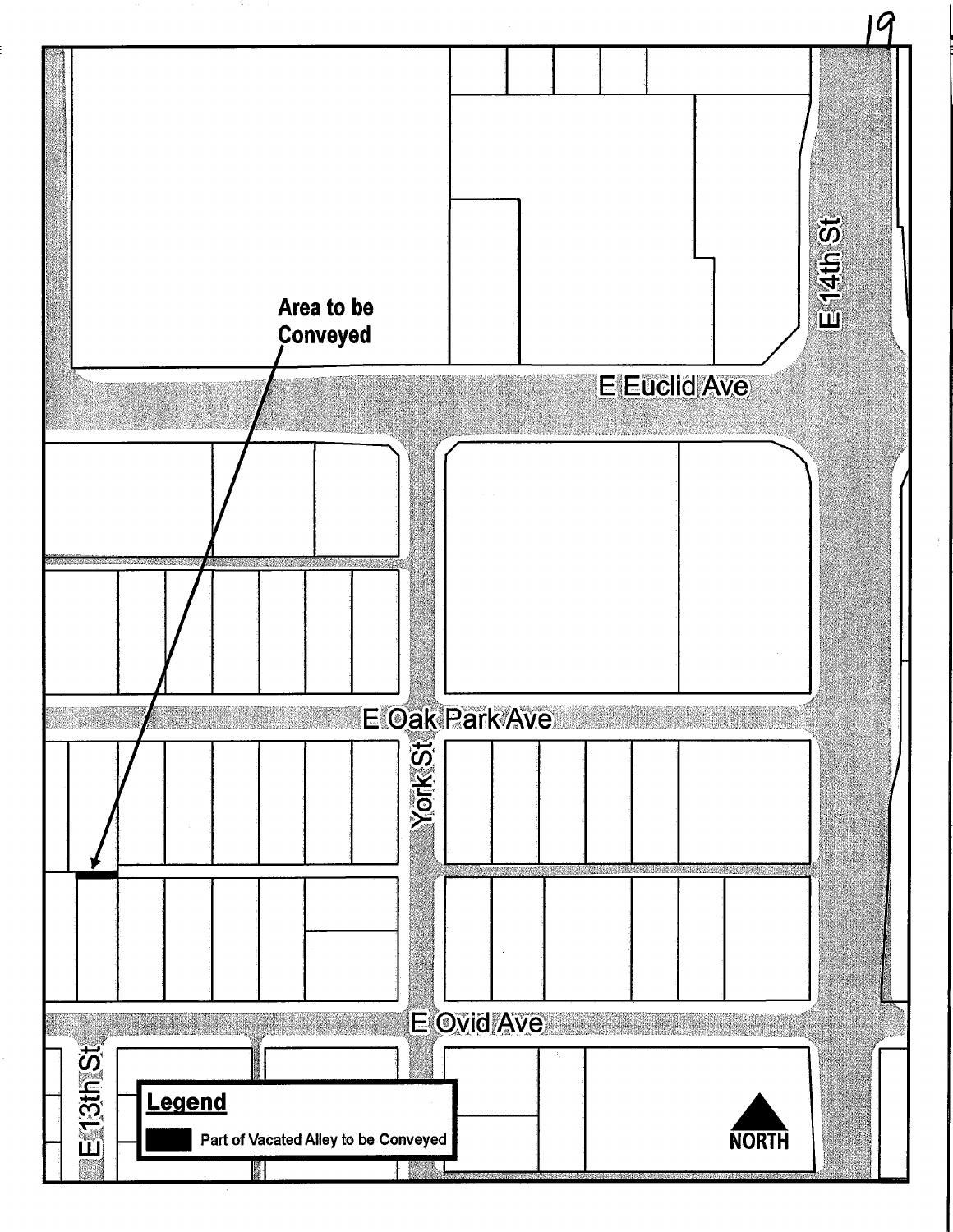Area to be Conveyed

E Euclid Ave

E 14th St

E Oak Park Ave

York St

E Ovid Ave

E 13th St

**Legend**

Part of Vacated Alley to be Conveyed

NORTH